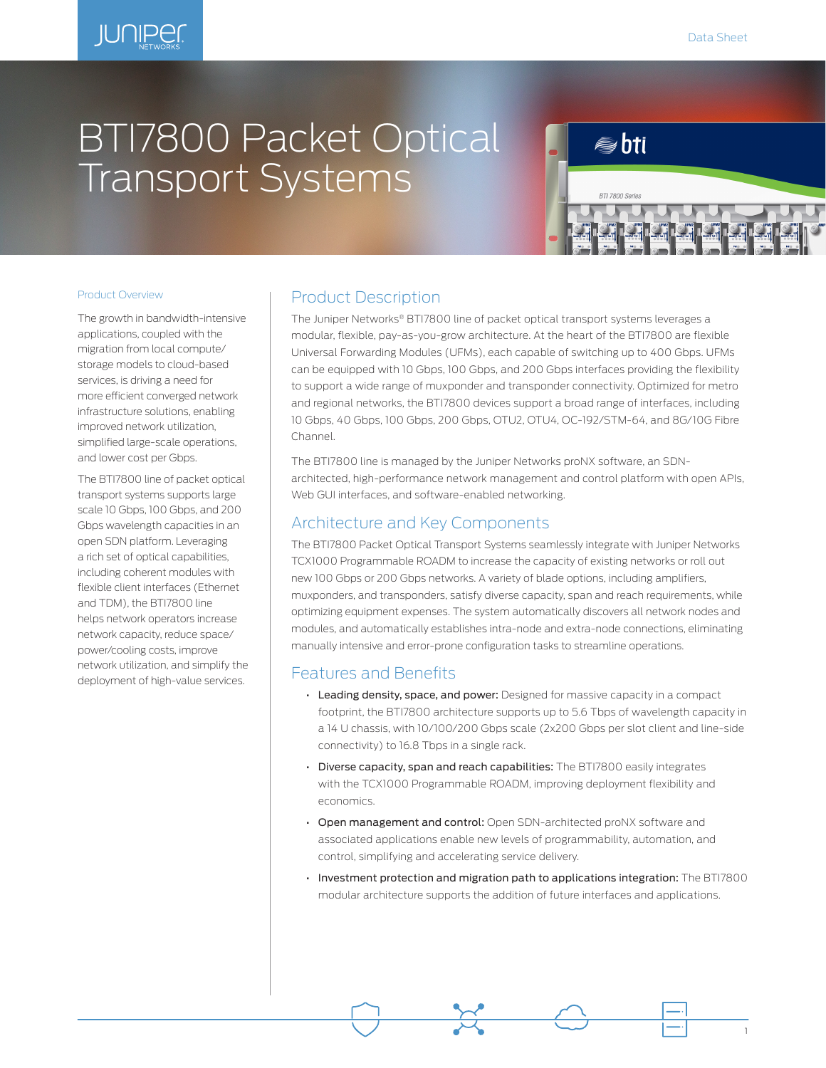# BTI7800 Packet Optical Transport Systems

## Product Overview

The growth in bandwidth-intensive applications, coupled with the migration from local compute/storage models to cloud-based services, is driving a need for more efficient converged network infrastructure solutions, enabling improved network utilization, simplified large-scale operations, and lower cost per Gbps.

The BTI7800 line of packet optical transport systems supports large scale 10 Gbps, 100 Gbps, and 200 Gbps wavelength capacities in an open SDN platform. Leveraging a rich set of optical capabilities, including coherent modules with flexible client interfaces (Ethernet and TDM), the BTI7800 line helps network operators increase network capacity, reduce space/power/cooling costs, improve network utilization, and simplify the deployment of high-value services.

## Product Description

The Juniper Networks® BTI7800 line of packet optical transport systems leverages a modular, flexible, pay-as-you-grow architecture. At the heart of the BTI7800 are flexible Universal Forwarding Modules (UFMs), each capable of switching up to 400 Gbps. UFMs can be equipped with 10 Gbps, 100 Gbps, and 200 Gbps interfaces providing the flexibility to support a wide range of muxponder and transponder connectivity. Optimized for metro and regional networks, the BTI7800 devices support a broad range of interfaces, including 10 Gbps, 40 Gbps, 100 Gbps, 200 Gbps, OTU2, OTU4, OC-192/STM-64, and 8G/10G Fibre Channel.

The BTI7800 line is managed by the Juniper Networks proNX software, an SDN-architected, high-performance network management and control platform with open APIs, Web GUI interfaces, and software-enabled networking.

## Architecture and Key Components

The BTI7800 Packet Optical Transport Systems seamlessly integrate with Juniper Networks TCX1000 Programmable ROADM to increase the capacity of existing networks or roll out new 100 Gbps or 200 Gbps networks. A variety of blade options, including amplifiers, muxponders, and transponders, satisfy diverse capacity, span and reach requirements, while optimizing equipment expenses. The system automatically discovers all network nodes and modules, and automatically establishes intra-node and extra-node connections, eliminating manually intensive and error-prone configuration tasks to streamline operations.

## Features and Benefits

- **Leading density, space, and power:** Designed for massive capacity in a compact footprint, the BTI7800 architecture supports up to 5.6 Tbps of wavelength capacity in a 14 U chassis, with 10/100/200 Gbps scale (2x200 Gbps per slot client and line-side connectivity) to 16.8 Tbps in a single rack.
- **Diverse capacity, span and reach capabilities:** The BTI7800 easily integrates with the TCX1000 Programmable ROADM, improving deployment flexibility and economics.
- **Open management and control:** Open SDN-architected proNX software and associated applications enable new levels of programmability, automation, and control, simplifying and accelerating service delivery.
- **Investment protection and migration path to applications integration:** The BTI7800 modular architecture supports the addition of future interfaces and applications.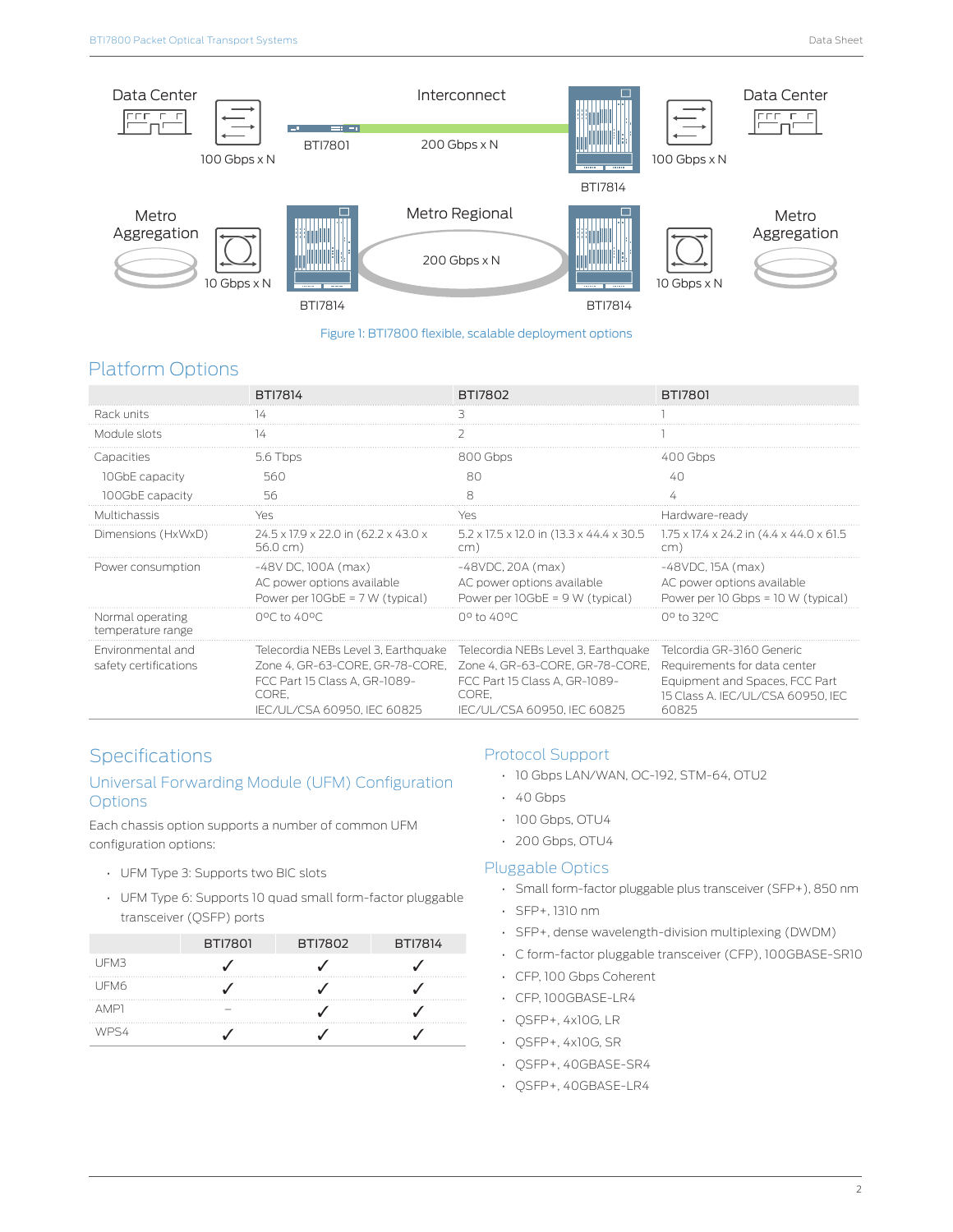Figure 1: BTI7800 flexible, scalable deployment options

## Platform Options

| | BTI7814 | BTI7802 | BTI7801 |
|---|---|---|---|
| Rack units | 14 | 3 | 1 |
| Module slots | 14 | 2 | 1 |
| Capacities | 5.6 Tbps | 800 Gbps | 400 Gbps |
| 10GbE capacity | 560 | 80 | 40 |
| 100GbE capacity | 56 | 8 | 4 |
| Multichassis | Yes | Yes | Hardware-ready |
| Dimensions (HxWxD) | 24.5 x 17.9 x 22.0 in (62.2 x 43.0 x 56.0 cm) | 5.2 x 17.5 x 12.0 in (13.3 x 44.4 x 30.5 cm) | 1.75 x 17.4 x 24.2 in (4.4 x 44.0 x 61.5 cm) |
| Power consumption | -48V DC, 100A (max)<br>AC power options available<br>Power per 10GbE = 7 W (typical) | -48VDC, 20A (max)<br>AC power options available<br>Power per 10GbE = 9 W (typical) | -48VDC, 15A (max)<br>AC power options available<br>Power per 10 Gbps = 10 W (typical) |
| Normal operating temperature range | 0ºC to 40ºC | 0º to 40ºC | 0º to 32ºC |
| Environmental and safety certifications | Telecordia NEBs Level 3, Earthquake Zone 4, GR-63-CORE, GR-78-CORE, FCC Part 15 Class A, GR-1089-CORE, IEC/UL/CSA 60950, IEC 60825 | Telecordia NEBs Level 3, Earthquake Zone 4, GR-63-CORE, GR-78-CORE, FCC Part 15 Class A, GR-1089-CORE, IEC/UL/CSA 60950, IEC 60825 | Telcordia GR-3160 Generic Requirements for data center Equipment and Spaces, FCC Part 15 Class A. IEC/UL/CSA 60950, IEC 60825 |

## Specifications

### Universal Forwarding Module (UFM) Configuration Options

Each chassis option supports a number of common UFM configuration options:

- UFM Type 3: Supports two BIC slots
- UFM Type 6: Supports 10 quad small form-factor pluggable transceiver (QSFP) ports

| | BTI7801 | BTI7802 | BTI7814 |
|---|---|---|---|
| UFM3 | ✓ | ✓ | ✓ |
| UFM6 | ✓ | ✓ | ✓ |
| AMP1 | – | ✓ | ✓ |
| WPS4 | ✓ | ✓ | ✓ |

### Protocol Support

- 10 Gbps LAN/WAN, OC-192, STM-64, OTU2
- 40 Gbps
- 100 Gbps, OTU4
- 200 Gbps, OTU4

### Pluggable Optics

- Small form-factor pluggable plus transceiver (SFP+), 850 nm
- SFP+, 1310 nm
- SFP+, dense wavelength-division multiplexing (DWDM)
- C form-factor pluggable transceiver (CFP), 100GBASE-SR10
- CFP, 100 Gbps Coherent
- CFP, 100GBASE-LR4
- QSFP+, 4x10G, LR
- QSFP+, 4x10G, SR
- QSFP+, 40GBASE-SR4
- QSFP+, 40GBASE-LR4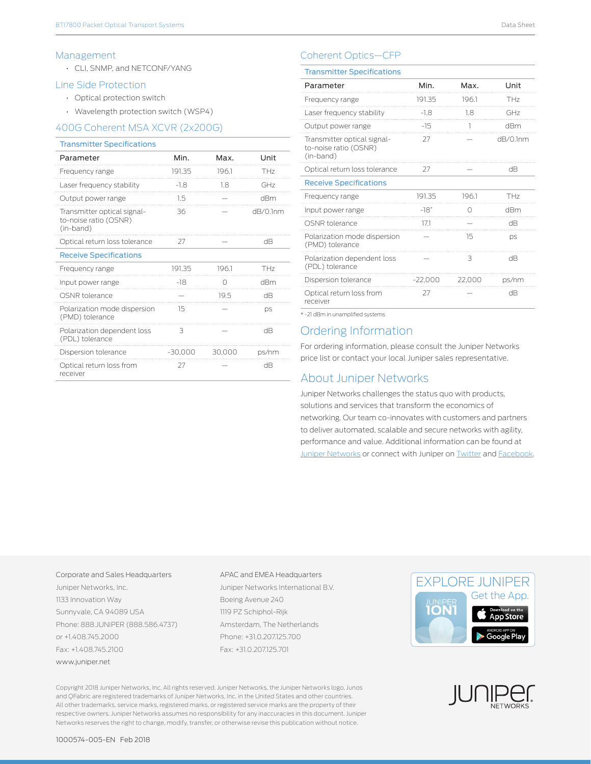## Management

- CLI, SNMP, and NETCONF/YANG

## Line Side Protection

- Optical protection switch
- Wavelength protection switch (WSP4)

## 400G Coherent MSA XCVR (2x200G)

| Parameter | Min. | Max. | Unit |
|---|---|---|---|
| **Transmitter Specifications** | | | |
| Frequency range | 191.35 | 196.1 | THz |
| Laser frequency stability | -1.8 | 1.8 | GHz |
| Output power range | 1.5 | — | dBm |
| Transmitter optical signal-to-noise ratio (OSNR) (in-band) | 36 | — | dB/0.1nm |
| Optical return loss tolerance | 27 | — | dB |
| **Receive Specifications** | | | |
| Frequency range | 191.35 | 196.1 | THz |
| Input power range | -18 | 0 | dBm |
| OSNR tolerance | — | 19.5 | dB |
| Polarization mode dispersion (PMD) tolerance | 15 | — | ps |
| Polarization dependent loss (PDL) tolerance | 3 | — | dB |
| Dispersion tolerance | -30,000 | 30,000 | ps/nm |
| Optical return loss from receiver | 27 | — | dB |

## Coherent Optics—CFP

| Parameter | Min. | Max. | Unit |
|---|---|---|---|
| **Transmitter Specifications** | | | |
| Frequency range | 191.35 | 196.1 | THz |
| Laser frequency stability | -1.8 | 1.8 | GHz |
| Output power range | -15 | 1 | dBm |
| Transmitter optical signal-to-noise ratio (OSNR) (in-band) | 27 | — | dB/0.1nm |
| Optical return loss tolerance | 27 | — | dB |
| **Receive Specifications** | | | |
| Frequency range | 191.35 | 196.1 | THz |
| Input power range | -18* | 0 | dBm |
| OSNR tolerance | 17.1 | — | dB |
| Polarization mode dispersion (PMD) tolerance | — | 15 | ps |
| Polarization dependent loss (PDL) tolerance | — | 3 | dB |
| Dispersion tolerance | -22,000 | 22,000 | ps/nm |
| Optical return loss from receiver | 27 | — | dB |

\* -21 dBm in unamplified systems

## Ordering Information

For ordering information, please consult the Juniper Networks price list or contact your local Juniper sales representative.

## About Juniper Networks

Juniper Networks challenges the status quo with products, solutions and services that transform the economics of networking. Our team co-innovates with customers and partners to deliver automated, scalable and secure networks with agility, performance and value. Additional information can be found at Juniper Networks or connect with Juniper on Twitter and Facebook.

Corporate and Sales Headquarters
Juniper Networks, Inc.
1133 Innovation Way
Sunnyvale, CA 94089 USA
Phone: 888.JUNIPER (888.586.4737)
or +1.408.745.2000
Fax: +1.408.745.2100
www.juniper.net

APAC and EMEA Headquarters
Juniper Networks International B.V.
Boeing Avenue 240
1119 PZ Schiphol-Rijk
Amsterdam, The Netherlands
Phone: +31.0.207.125.700
Fax: +31.0.207.125.701

EXPLORE JUNIPER
Get the App.

Copyright 2018 Juniper Networks, Inc. All rights reserved. Juniper Networks, the Juniper Networks logo, Junos and QFabric are registered trademarks of Juniper Networks, Inc. in the United States and other countries. All other trademarks, service marks, registered marks, or registered service marks are the property of their respective owners. Juniper Networks assumes no responsibility for any inaccuracies in this document. Juniper Networks reserves the right to change, modify, transfer, or otherwise revise this publication without notice.

1000574-005-EN Feb 2018